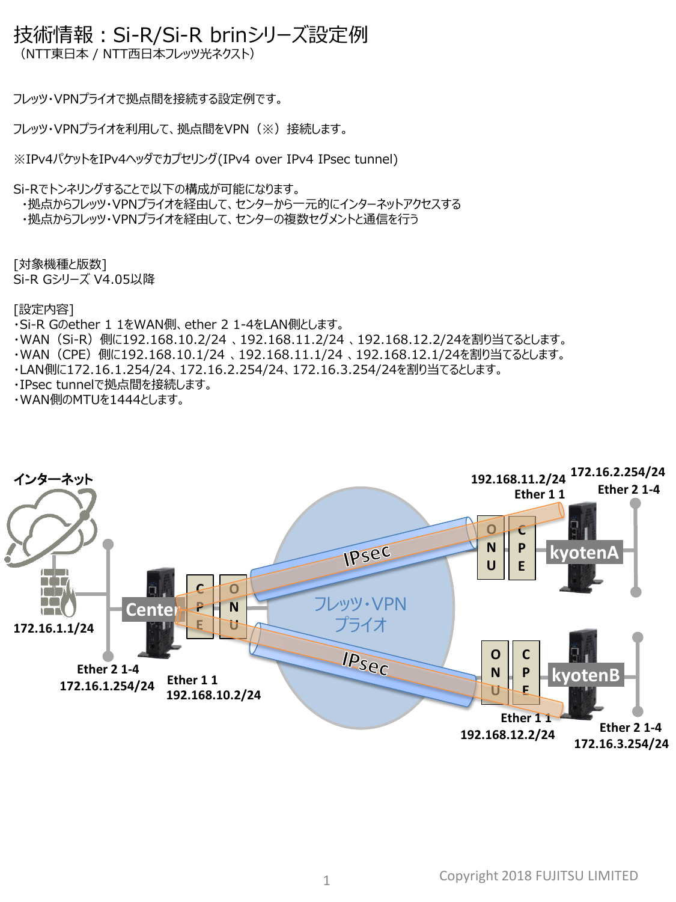# 技術情報：Si-R/Si-R brinシリーズ設定例

（NTT東日本 / NTT西日本フレッツ光ネクスト）

フレッツ・VPNプライオで拠点間を接続する設定例です。

フレッツ・VPNプライオを利用して、拠点間をVPN（※）接続します。

※IPv4パケットをIPv4ヘッダでカプセリング(IPv4 over IPv4 IPsec tunnel)

Si-Rでトンネリングすることで以下の構成が可能になります。

- 拠点からフレッツ・VPNプライオを経由して、センターから一元的にインターネットアクセスする
- 拠点からフレッツ・VPNプライオを経由して、センターの複数セグメントと通信を行う

[対象機種と版数]
Si-R Gシリーズ V4.05以降

[設定内容]

- Si-R Gのether 1 1をWAN側、ether 2 1-4をLAN側とします。
- WAN（Si-R）側に192.168.10.2/24 、192.168.11.2/24 、192.168.12.2/24を割り当てるとします。
- WAN（CPE）側に192.168.10.1/24 、192.168.11.1/24 、192.168.12.1/24を割り当てるとします。
- LAN側に172.16.1.254/24、172.16.2.254/24、172.16.3.254/24を割り当てるとします。
- IPsec tunnelで拠点間を接続します。
- WAN側のMTUを1444とします。

インターネット
172.16.1.1/24
Center
Ether 2 1-4
172.16.1.254/24
Ether 1 1
192.168.10.2/24
CPE
ONU
フレッツ・VPN プライオ
IPsec
IPsec
kyotenA
192.168.11.2/24
Ether 1 1
172.16.2.254/24
Ether 2 1-4
kyotenB
Ether 1 1
192.168.12.2/24
Ether 2 1-4
172.16.3.254/24

Copyright 2018 FUJITSU LIMITED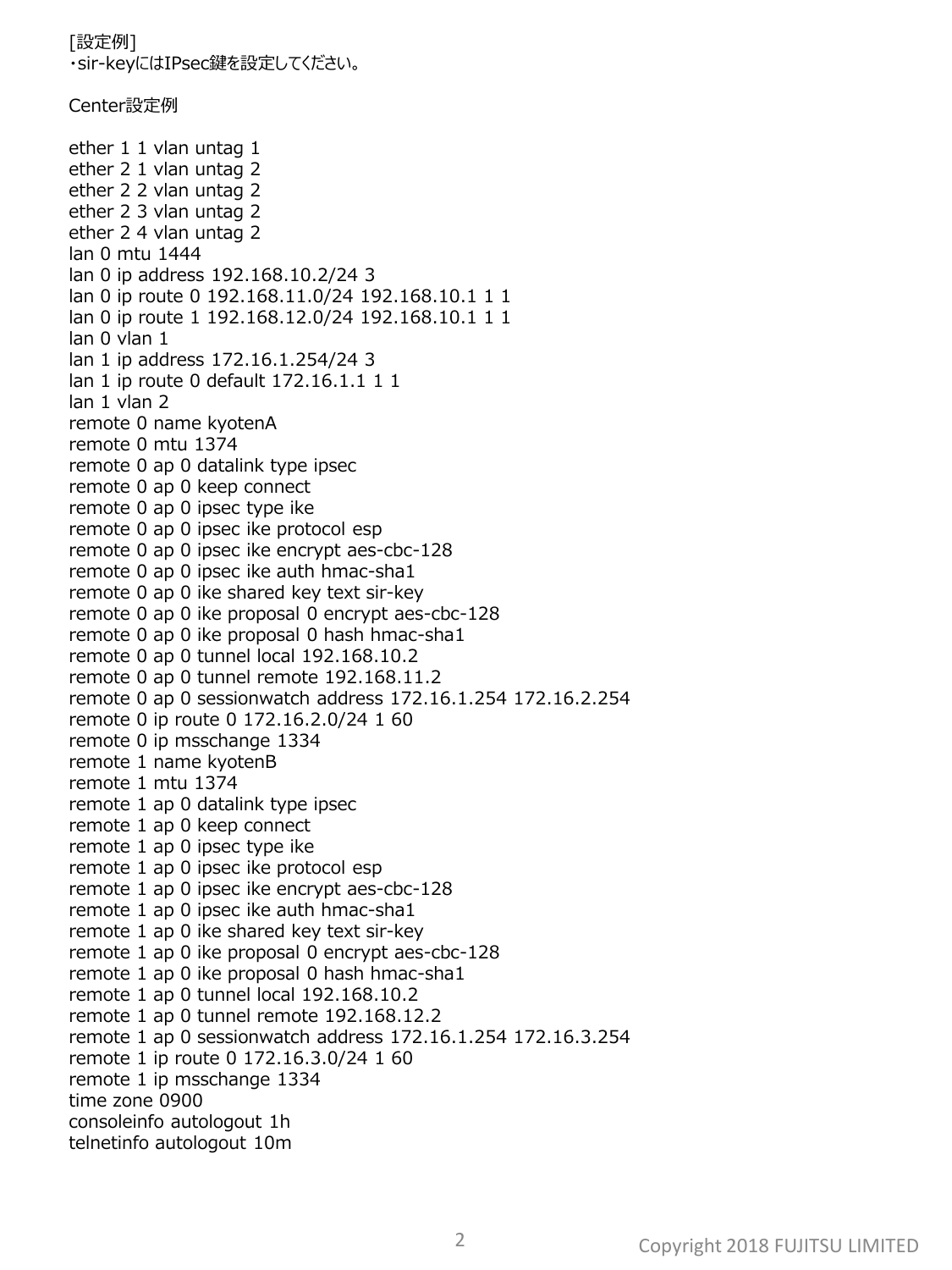[設定例]
・sir-keyにはIPsec鍵を設定してください。

Center設定例

```
ether 1 1 vlan untag 1
ether 2 1 vlan untag 2
ether 2 2 vlan untag 2
ether 2 3 vlan untag 2
ether 2 4 vlan untag 2
lan 0 mtu 1444
lan 0 ip address 192.168.10.2/24 3
lan 0 ip route 0 192.168.11.0/24 192.168.10.1 1 1
lan 0 ip route 1 192.168.12.0/24 192.168.10.1 1 1
lan 0 vlan 1
lan 1 ip address 172.16.1.254/24 3
lan 1 ip route 0 default 172.16.1.1 1 1
lan 1 vlan 2
remote 0 name kyotenA
remote 0 mtu 1374
remote 0 ap 0 datalink type ipsec
remote 0 ap 0 keep connect
remote 0 ap 0 ipsec type ike
remote 0 ap 0 ipsec ike protocol esp
remote 0 ap 0 ipsec ike encrypt aes-cbc-128
remote 0 ap 0 ipsec ike auth hmac-sha1
remote 0 ap 0 ike shared key text sir-key
remote 0 ap 0 ike proposal 0 encrypt aes-cbc-128
remote 0 ap 0 ike proposal 0 hash hmac-sha1
remote 0 ap 0 tunnel local 192.168.10.2
remote 0 ap 0 tunnel remote 192.168.11.2
remote 0 ap 0 sessionwatch address 172.16.1.254 172.16.2.254
remote 0 ip route 0 172.16.2.0/24 1 60
remote 0 ip msschange 1334
remote 1 name kyotenB
remote 1 mtu 1374
remote 1 ap 0 datalink type ipsec
remote 1 ap 0 keep connect
remote 1 ap 0 ipsec type ike
remote 1 ap 0 ipsec ike protocol esp
remote 1 ap 0 ipsec ike encrypt aes-cbc-128
remote 1 ap 0 ipsec ike auth hmac-sha1
remote 1 ap 0 ike shared key text sir-key
remote 1 ap 0 ike proposal 0 encrypt aes-cbc-128
remote 1 ap 0 ike proposal 0 hash hmac-sha1
remote 1 ap 0 tunnel local 192.168.10.2
remote 1 ap 0 tunnel remote 192.168.12.2
remote 1 ap 0 sessionwatch address 172.16.1.254 172.16.3.254
remote 1 ip route 0 172.16.3.0/24 1 60
remote 1 ip msschange 1334
time zone 0900
consoleinfo autologout 1h
telnetinfo autologout 10m
```

Copyright 2018 FUJITSU LIMITED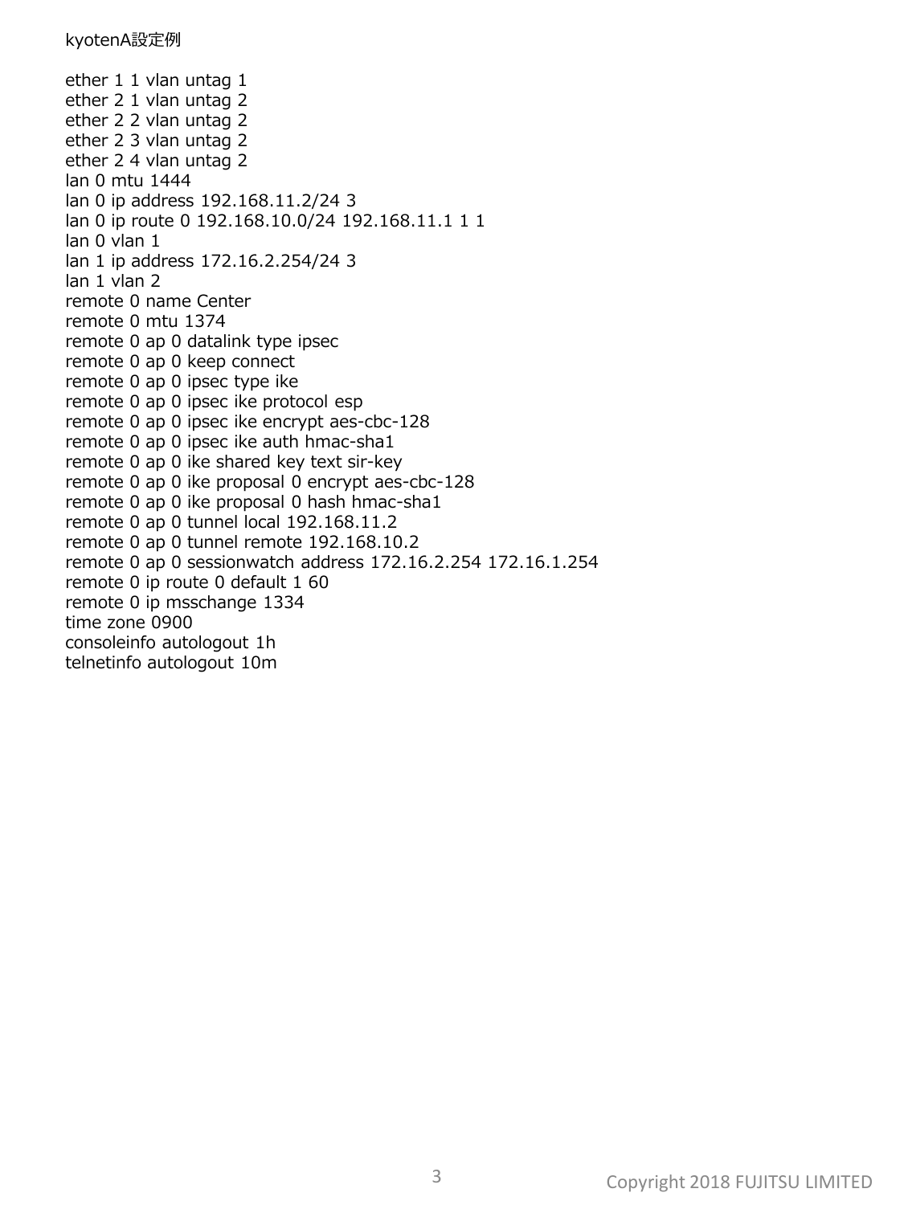kyotenA設定例

```
ether 1 1 vlan untag 1
ether 2 1 vlan untag 2
ether 2 2 vlan untag 2
ether 2 3 vlan untag 2
ether 2 4 vlan untag 2
lan 0 mtu 1444
lan 0 ip address 192.168.11.2/24 3
lan 0 ip route 0 192.168.10.0/24 192.168.11.1 1 1
lan 0 vlan 1
lan 1 ip address 172.16.2.254/24 3
lan 1 vlan 2
remote 0 name Center
remote 0 mtu 1374
remote 0 ap 0 datalink type ipsec
remote 0 ap 0 keep connect
remote 0 ap 0 ipsec type ike
remote 0 ap 0 ipsec ike protocol esp
remote 0 ap 0 ipsec ike encrypt aes-cbc-128
remote 0 ap 0 ipsec ike auth hmac-sha1
remote 0 ap 0 ike shared key text sir-key
remote 0 ap 0 ike proposal 0 encrypt aes-cbc-128
remote 0 ap 0 ike proposal 0 hash hmac-sha1
remote 0 ap 0 tunnel local 192.168.11.2
remote 0 ap 0 tunnel remote 192.168.10.2
remote 0 ap 0 sessionwatch address 172.16.2.254 172.16.1.254
remote 0 ip route 0 default 1 60
remote 0 ip msschange 1334
time zone 0900
consoleinfo autologout 1h
telnetinfo autologout 10m
```

Copyright 2018 FUJITSU LIMITED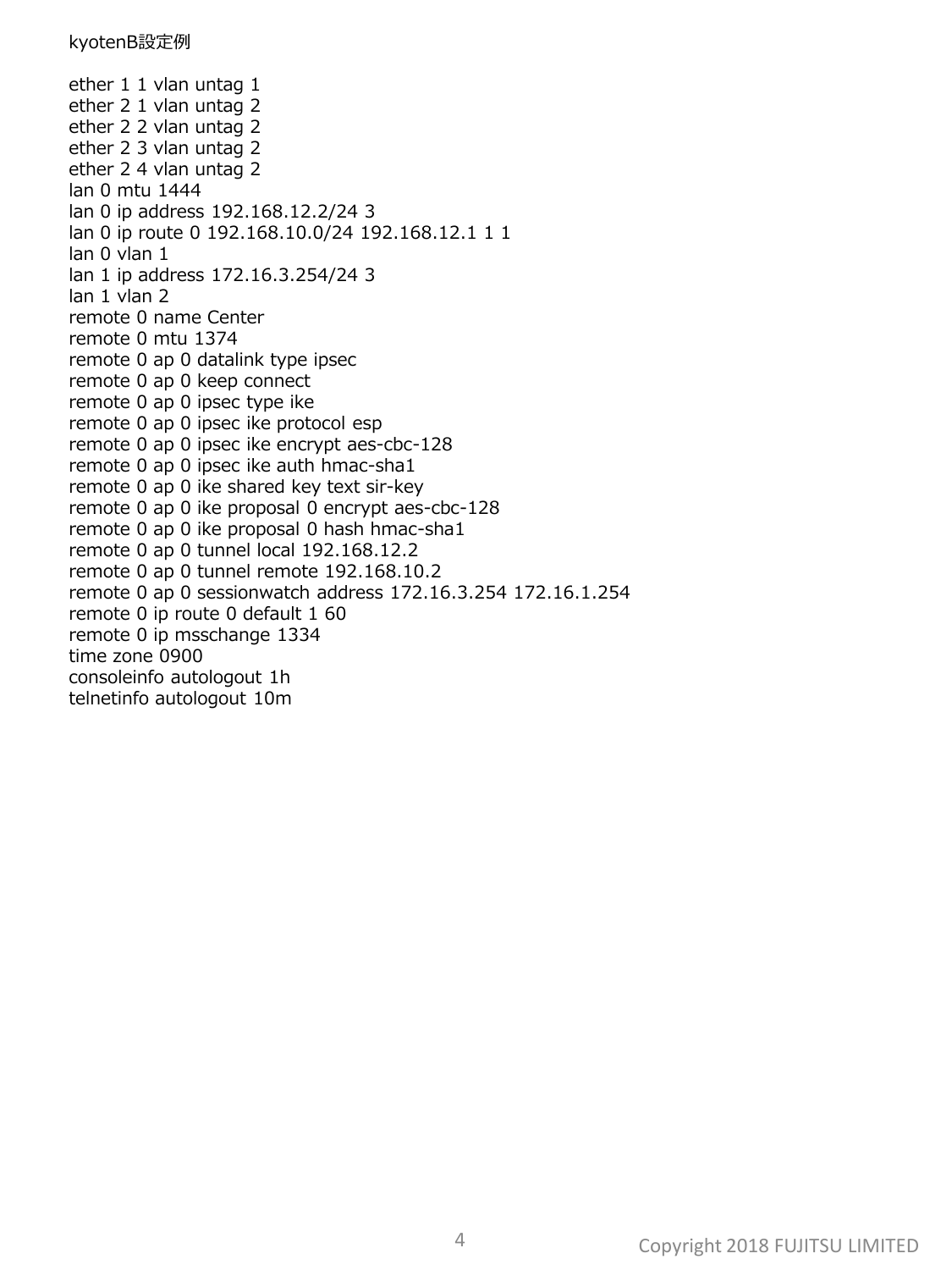kyotenB設定例

```
ether 1 1 vlan untag 1
ether 2 1 vlan untag 2
ether 2 2 vlan untag 2
ether 2 3 vlan untag 2
ether 2 4 vlan untag 2
lan 0 mtu 1444
lan 0 ip address 192.168.12.2/24 3
lan 0 ip route 0 192.168.10.0/24 192.168.12.1 1 1
lan 0 vlan 1
lan 1 ip address 172.16.3.254/24 3
lan 1 vlan 2
remote 0 name Center
remote 0 mtu 1374
remote 0 ap 0 datalink type ipsec
remote 0 ap 0 keep connect
remote 0 ap 0 ipsec type ike
remote 0 ap 0 ipsec ike protocol esp
remote 0 ap 0 ipsec ike encrypt aes-cbc-128
remote 0 ap 0 ipsec ike auth hmac-sha1
remote 0 ap 0 ike shared key text sir-key
remote 0 ap 0 ike proposal 0 encrypt aes-cbc-128
remote 0 ap 0 ike proposal 0 hash hmac-sha1
remote 0 ap 0 tunnel local 192.168.12.2
remote 0 ap 0 tunnel remote 192.168.10.2
remote 0 ap 0 sessionwatch address 172.16.3.254 172.16.1.254
remote 0 ip route 0 default 1 60
remote 0 ip msschange 1334
time zone 0900
consoleinfo autologout 1h
telnetinfo autologout 10m
```

Copyright 2018 FUJITSU LIMITED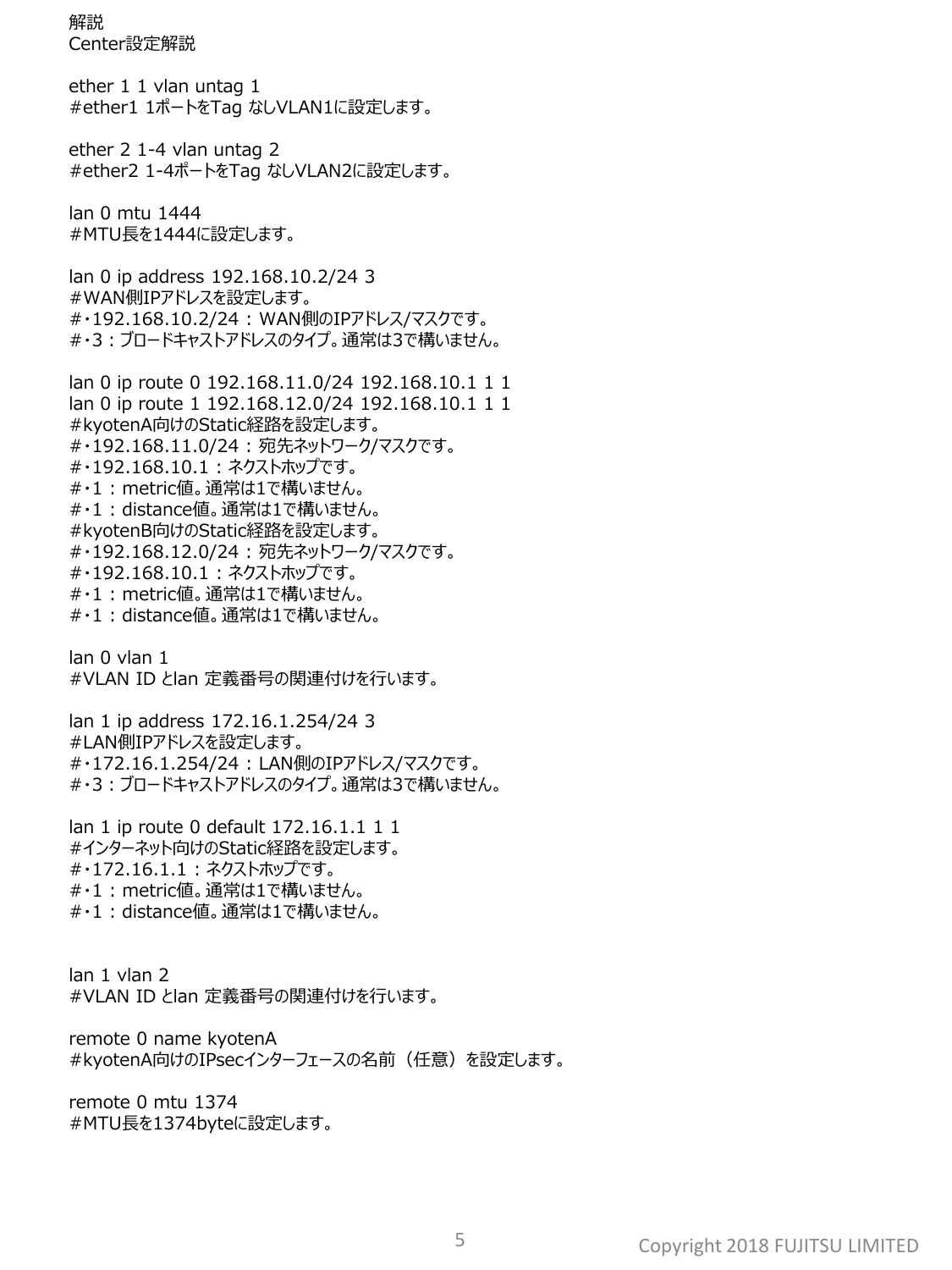解説

Center設定解説

```
ether 1 1 vlan untag 1
#ether1 1ポートをTag なしVLAN1に設定します。

ether 2 1-4 vlan untag 2
#ether2 1-4ポートをTag なしVLAN2に設定します。

lan 0 mtu 1444
#MTU長を1444に設定します。

lan 0 ip address 192.168.10.2/24 3
#WAN側IPアドレスを設定します。
#・192.168.10.2/24 : WAN側のIPアドレス/マスクです。
#・3 : ブロードキャストアドレスのタイプ。通常は3で構いません。

lan 0 ip route 0 192.168.11.0/24 192.168.10.1 1 1
lan 0 ip route 1 192.168.12.0/24 192.168.10.1 1 1
#kyotenA向けのStatic経路を設定します。
#・192.168.11.0/24 : 宛先ネットワーク/マスクです。
#・192.168.10.1 : ネクストホップです。
#・1 : metric値。通常は1で構いません。
#・1 : distance値。通常は1で構いません。
#kyotenB向けのStatic経路を設定します。
#・192.168.12.0/24 : 宛先ネットワーク/マスクです。
#・192.168.10.1 : ネクストホップです。
#・1 : metric値。通常は1で構いません。
#・1 : distance値。通常は1で構いません。

lan 0 vlan 1
#VLAN ID とlan 定義番号の関連付けを行います。

lan 1 ip address 172.16.1.254/24 3
#LAN側IPアドレスを設定します。
#・172.16.1.254/24 : LAN側のIPアドレス/マスクです。
#・3 : ブロードキャストアドレスのタイプ。通常は3で構いません。

lan 1 ip route 0 default 172.16.1.1 1 1
#インターネット向けのStatic経路を設定します。
#・172.16.1.1 : ネクストホップです。
#・1 : metric値。通常は1で構いません。
#・1 : distance値。通常は1で構いません。

lan 1 vlan 2
#VLAN ID とlan 定義番号の関連付けを行います。

remote 0 name kyotenA
#kyotenA向けのIPsecインターフェースの名前（任意）を設定します。

remote 0 mtu 1374
#MTU長を1374byteに設定します。
```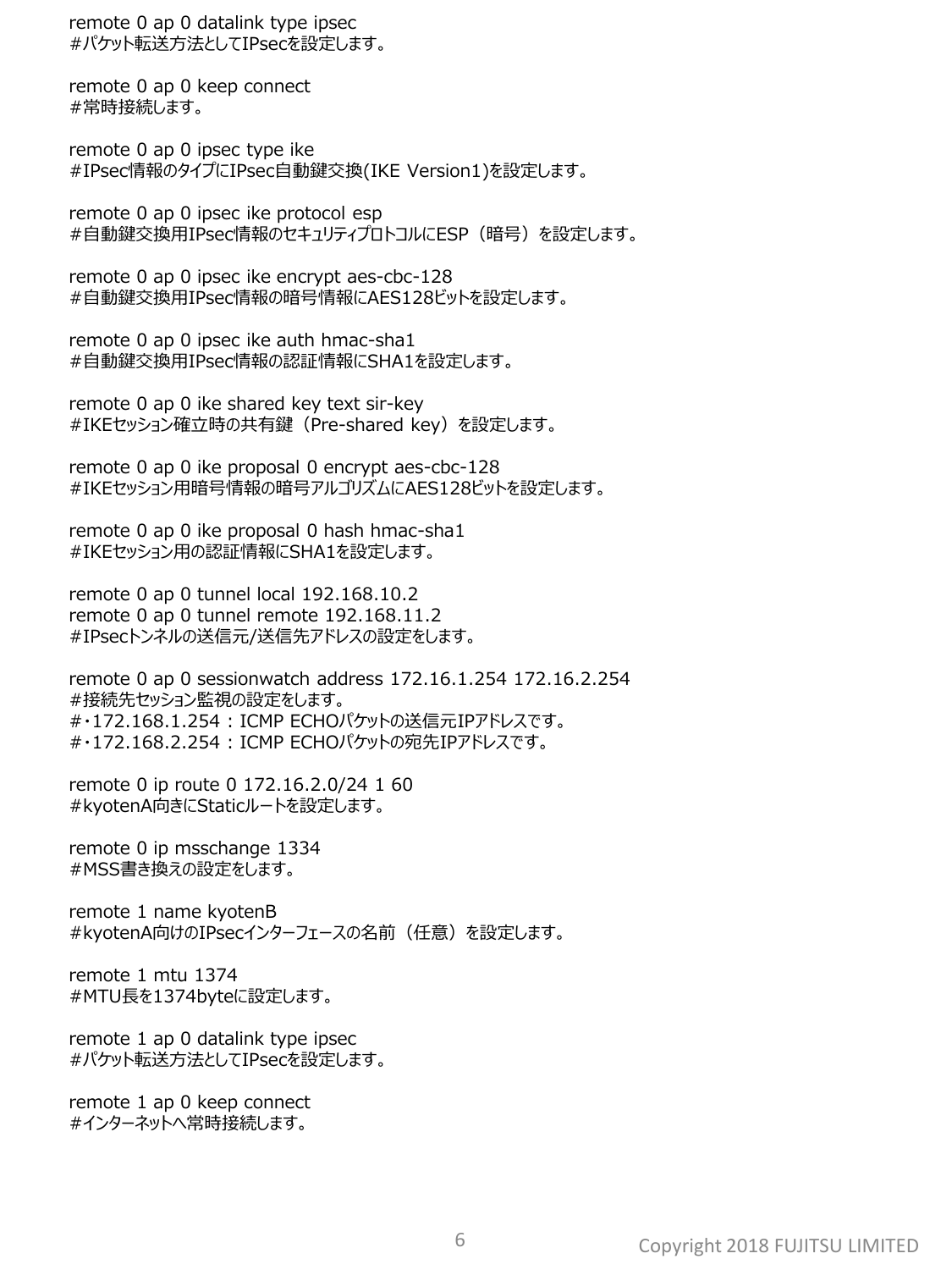```
remote 0 ap 0 datalink type ipsec
#パケット転送方法としてIPsecを設定します。

remote 0 ap 0 keep connect
#常時接続します。

remote 0 ap 0 ipsec type ike
#IPsec情報のタイプにIPsec自動鍵交換(IKE Version1)を設定します。

remote 0 ap 0 ipsec ike protocol esp
#自動鍵交換用IPsec情報のセキュリティプロトコルにESP（暗号）を設定します。

remote 0 ap 0 ipsec ike encrypt aes-cbc-128
#自動鍵交換用IPsec情報の暗号情報にAES128ビットを設定します。

remote 0 ap 0 ipsec ike auth hmac-sha1
#自動鍵交換用IPsec情報の認証情報にSHA1を設定します。

remote 0 ap 0 ike shared key text sir-key
#IKEセッション確立時の共有鍵（Pre-shared key）を設定します。

remote 0 ap 0 ike proposal 0 encrypt aes-cbc-128
#IKEセッション用暗号情報の暗号アルゴリズムにAES128ビットを設定します。

remote 0 ap 0 ike proposal 0 hash hmac-sha1
#IKEセッション用の認証情報にSHA1を設定します。

remote 0 ap 0 tunnel local 192.168.10.2
remote 0 ap 0 tunnel remote 192.168.11.2
#IPsecトンネルの送信元/送信先アドレスの設定をします。

remote 0 ap 0 sessionwatch address 172.16.1.254 172.16.2.254
#接続先セッション監視の設定をします。
#・172.168.1.254：ICMP ECHOパケットの送信元IPアドレスです。
#・172.168.2.254：ICMP ECHOパケットの宛先IPアドレスです。

remote 0 ip route 0 172.16.2.0/24 1 60
#kyotenA向きにStaticルートを設定します。

remote 0 ip msschange 1334
#MSS書き換えの設定をします。

remote 1 name kyotenB
#kyotenA向けのIPsecインターフェースの名前（任意）を設定します。

remote 1 mtu 1374
#MTU長を1374byteに設定します。

remote 1 ap 0 datalink type ipsec
#パケット転送方法としてIPsecを設定します。

remote 1 ap 0 keep connect
#インターネットへ常時接続します。
```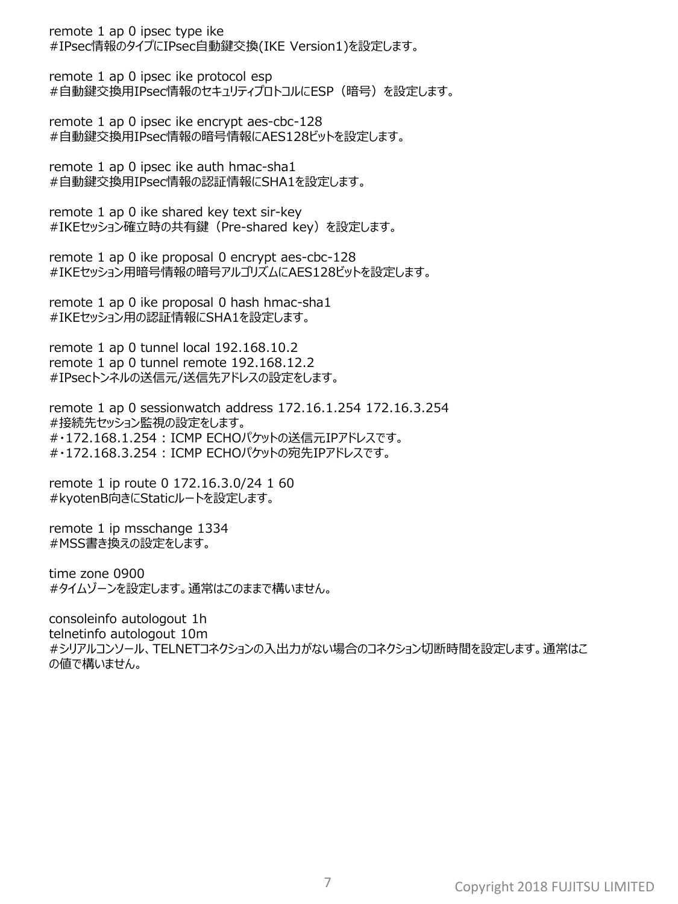remote 1 ap 0 ipsec type ike
#IPsec情報のタイプにIPsec自動鍵交換(IKE Version1)を設定します。

remote 1 ap 0 ipsec ike protocol esp
#自動鍵交換用IPsec情報のセキュリティプロトコルにESP（暗号）を設定します。

remote 1 ap 0 ipsec ike encrypt aes-cbc-128
#自動鍵交換用IPsec情報の暗号情報にAES128ビットを設定します。

remote 1 ap 0 ipsec ike auth hmac-sha1
#自動鍵交換用IPsec情報の認証情報にSHA1を設定します。

remote 1 ap 0 ike shared key text sir-key
#IKEセッション確立時の共有鍵（Pre-shared key）を設定します。

remote 1 ap 0 ike proposal 0 encrypt aes-cbc-128
#IKEセッション用暗号情報の暗号アルゴリズムにAES128ビットを設定します。

remote 1 ap 0 ike proposal 0 hash hmac-sha1
#IKEセッション用の認証情報にSHA1を設定します。

remote 1 ap 0 tunnel local 192.168.10.2
remote 1 ap 0 tunnel remote 192.168.12.2
#IPsecトンネルの送信元/送信先アドレスの設定をします。

remote 1 ap 0 sessionwatch address 172.16.1.254 172.16.3.254
#接続先セッション監視の設定をします。
#・172.168.1.254：ICMP ECHOパケットの送信元IPアドレスです。
#・172.168.3.254：ICMP ECHOパケットの宛先IPアドレスです。

remote 1 ip route 0 172.16.3.0/24 1 60
#kyotenB向きにStaticルートを設定します。

remote 1 ip msschange 1334
#MSS書き換えの設定をします。

time zone 0900
#タイムゾーンを設定します。通常はこのままで構いません。

consoleinfo autologout 1h
telnetinfo autologout 10m
#シリアルコンソール、TELNETコネクションの入出力がない場合のコネクション切断時間を設定します。通常はこの値で構いません。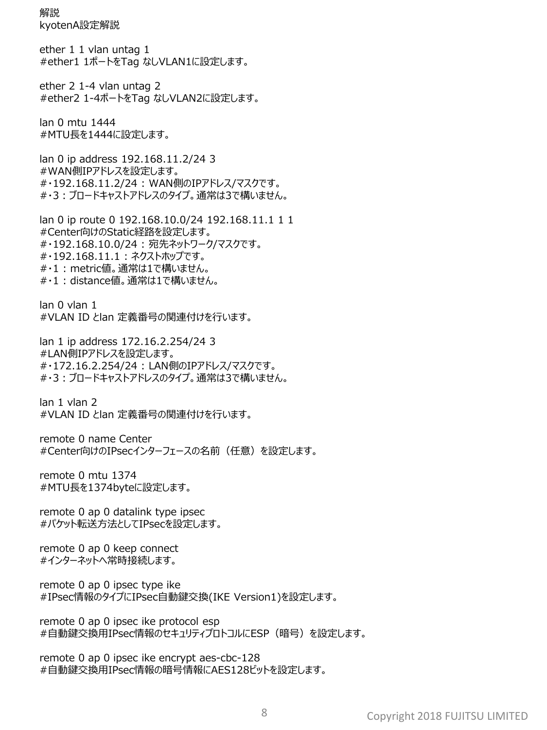解説

kyotenA設定解説

```
ether 1 1 vlan untag 1
#ether1 1ポートをTag なしVLAN1に設定します。

ether 2 1-4 vlan untag 2
#ether2 1-4ポートをTag なしVLAN2に設定します。

lan 0 mtu 1444
#MTU長を1444に設定します。

lan 0 ip address 192.168.11.2/24 3
#WAN側IPアドレスを設定します。
#・192.168.11.2/24 : WAN側のIPアドレス/マスクです。
#・3 : ブロードキャストアドレスのタイプ。通常は3で構いません。

lan 0 ip route 0 192.168.10.0/24 192.168.11.1 1 1
#Center向けのStatic経路を設定します。
#・192.168.10.0/24 : 宛先ネットワーク/マスクです。
#・192.168.11.1 : ネクストホップです。
#・1 : metric値。通常は1で構いません。
#・1 : distance値。通常は1で構いません。

lan 0 vlan 1
#VLAN ID とlan 定義番号の関連付けを行います。

lan 1 ip address 172.16.2.254/24 3
#LAN側IPアドレスを設定します。
#・172.16.2.254/24 : LAN側のIPアドレス/マスクです。
#・3 : ブロードキャストアドレスのタイプ。通常は3で構いません。

lan 1 vlan 2
#VLAN ID とlan 定義番号の関連付けを行います。

remote 0 name Center
#Center向けのIPsecインターフェースの名前（任意）を設定します。

remote 0 mtu 1374
#MTU長を1374byteに設定します。

remote 0 ap 0 datalink type ipsec
#パケット転送方法としてIPsecを設定します。

remote 0 ap 0 keep connect
#インターネットへ常時接続します。

remote 0 ap 0 ipsec type ike
#IPsec情報のタイプにIPsec自動鍵交換(IKE Version1)を設定します。

remote 0 ap 0 ipsec ike protocol esp
#自動鍵交換用IPsec情報のセキュリティプロトコルにESP（暗号）を設定します。

remote 0 ap 0 ipsec ike encrypt aes-cbc-128
#自動鍵交換用IPsec情報の暗号情報にAES128ビットを設定します。
```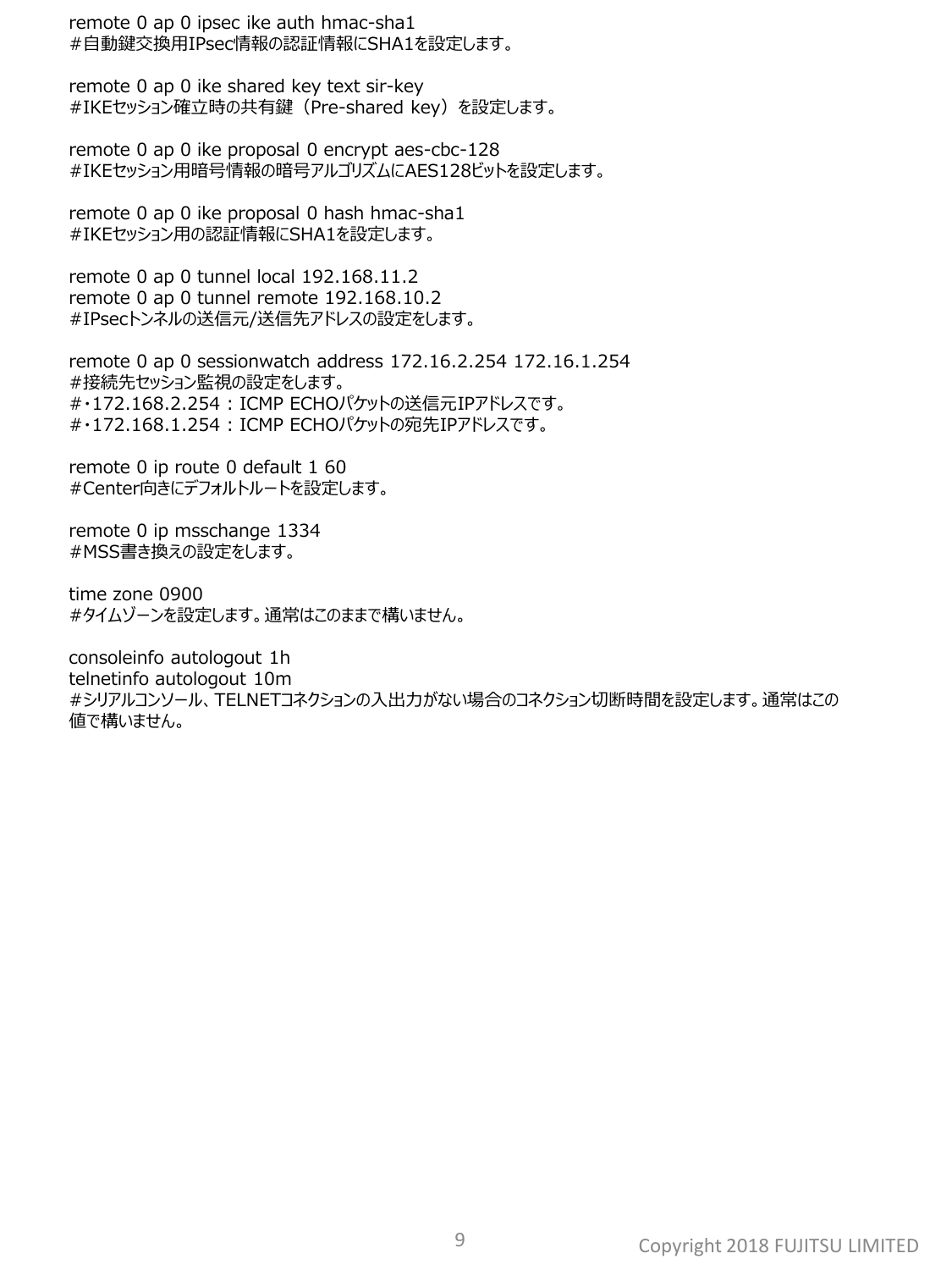remote 0 ap 0 ipsec ike auth hmac-sha1
#自動鍵交換用IPsec情報の認証情報にSHA1を設定します。

remote 0 ap 0 ike shared key text sir-key
#IKEセッション確立時の共有鍵（Pre-shared key）を設定します。

remote 0 ap 0 ike proposal 0 encrypt aes-cbc-128
#IKEセッション用暗号情報の暗号アルゴリズムにAES128ビットを設定します。

remote 0 ap 0 ike proposal 0 hash hmac-sha1
#IKEセッション用の認証情報にSHA1を設定します。

remote 0 ap 0 tunnel local 192.168.11.2
remote 0 ap 0 tunnel remote 192.168.10.2
#IPsecトンネルの送信元/送信先アドレスの設定をします。

remote 0 ap 0 sessionwatch address 172.16.2.254 172.16.1.254
#接続先セッション監視の設定をします。
#・172.168.2.254 : ICMP ECHOパケットの送信元IPアドレスです。
#・172.168.1.254 : ICMP ECHOパケットの宛先IPアドレスです。

remote 0 ip route 0 default 1 60
#Center向きにデフォルトルートを設定します。

remote 0 ip msschange 1334
#MSS書き換えの設定をします。

time zone 0900
#タイムゾーンを設定します。通常はこのままで構いません。

consoleinfo autologout 1h
telnetinfo autologout 10m
#シリアルコンソール、TELNETコネクションの入出力がない場合のコネクション切断時間を設定します。通常はこの値で構いません。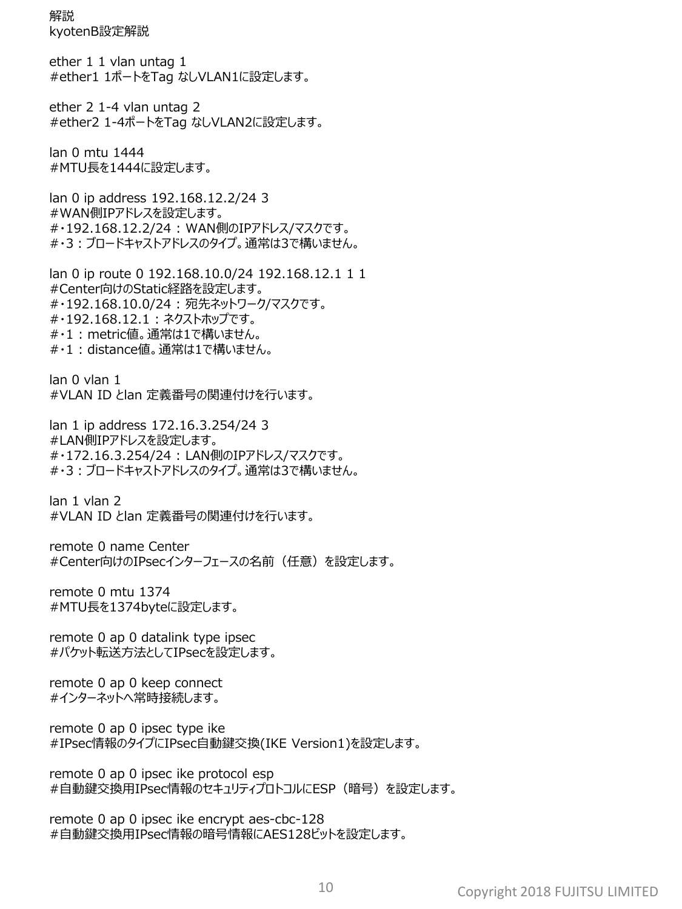解説

kyotenB設定解説

ether 1 1 vlan untag 1
#ether1 1ポートをTag なしVLAN1に設定します。

ether 2 1-4 vlan untag 2
#ether2 1-4ポートをTag なしVLAN2に設定します。

lan 0 mtu 1444
#MTU長を1444に設定します。

lan 0 ip address 192.168.12.2/24 3
#WAN側IPアドレスを設定します。
#・192.168.12.2/24 : WAN側のIPアドレス/マスクです。
#・3 : ブロードキャストアドレスのタイプ。通常は3で構いません。

lan 0 ip route 0 192.168.10.0/24 192.168.12.1 1 1
#Center向けのStatic経路を設定します。
#・192.168.10.0/24 : 宛先ネットワーク/マスクです。
#・192.168.12.1 : ネクストホップです。
#・1 : metric値。通常は1で構いません。
#・1 : distance値。通常は1で構いません。

lan 0 vlan 1
#VLAN ID とlan 定義番号の関連付けを行います。

lan 1 ip address 172.16.3.254/24 3
#LAN側IPアドレスを設定します。
#・172.16.3.254/24 : LAN側のIPアドレス/マスクです。
#・3 : ブロードキャストアドレスのタイプ。通常は3で構いません。

lan 1 vlan 2
#VLAN ID とlan 定義番号の関連付けを行います。

remote 0 name Center
#Center向けのIPsecインターフェースの名前（任意）を設定します。

remote 0 mtu 1374
#MTU長を1374byteに設定します。

remote 0 ap 0 datalink type ipsec
#パケット転送方法としてIPsecを設定します。

remote 0 ap 0 keep connect
#インターネットへ常時接続します。

remote 0 ap 0 ipsec type ike
#IPsec情報のタイプにIPsec自動鍵交換(IKE Version1)を設定します。

remote 0 ap 0 ipsec ike protocol esp
#自動鍵交換用IPsec情報のセキュリティプロトコルにESP（暗号）を設定します。

remote 0 ap 0 ipsec ike encrypt aes-cbc-128
#自動鍵交換用IPsec情報の暗号情報にAES128ビットを設定します。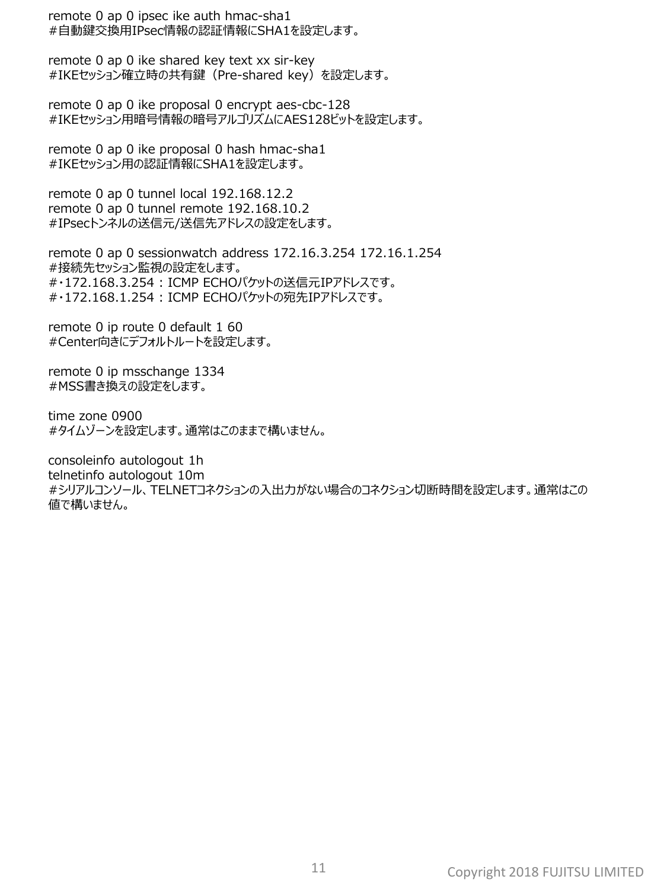remote 0 ap 0 ipsec ike auth hmac-sha1
#自動鍵交換用IPsec情報の認証情報にSHA1を設定します。

remote 0 ap 0 ike shared key text xx sir-key
#IKEセッション確立時の共有鍵（Pre-shared key）を設定します。

remote 0 ap 0 ike proposal 0 encrypt aes-cbc-128
#IKEセッション用暗号情報の暗号アルゴリズムにAES128ビットを設定します。

remote 0 ap 0 ike proposal 0 hash hmac-sha1
#IKEセッション用の認証情報にSHA1を設定します。

remote 0 ap 0 tunnel local 192.168.12.2
remote 0 ap 0 tunnel remote 192.168.10.2
#IPsecトンネルの送信元/送信先アドレスの設定をします。

remote 0 ap 0 sessionwatch address 172.16.3.254 172.16.1.254
#接続先セッション監視の設定をします。
#・172.168.3.254：ICMP ECHOパケットの送信元IPアドレスです。
#・172.168.1.254：ICMP ECHOパケットの宛先IPアドレスです。

remote 0 ip route 0 default 1 60
#Center向きにデフォルトルートを設定します。

remote 0 ip msschange 1334
#MSS書き換えの設定をします。

time zone 0900
#タイムゾーンを設定します。通常はこのままで構いません。

consoleinfo autologout 1h
telnetinfo autologout 10m
#シリアルコンソール、TELNETコネクションの入出力がない場合のコネクション切断時間を設定します。通常はこの値で構いません。